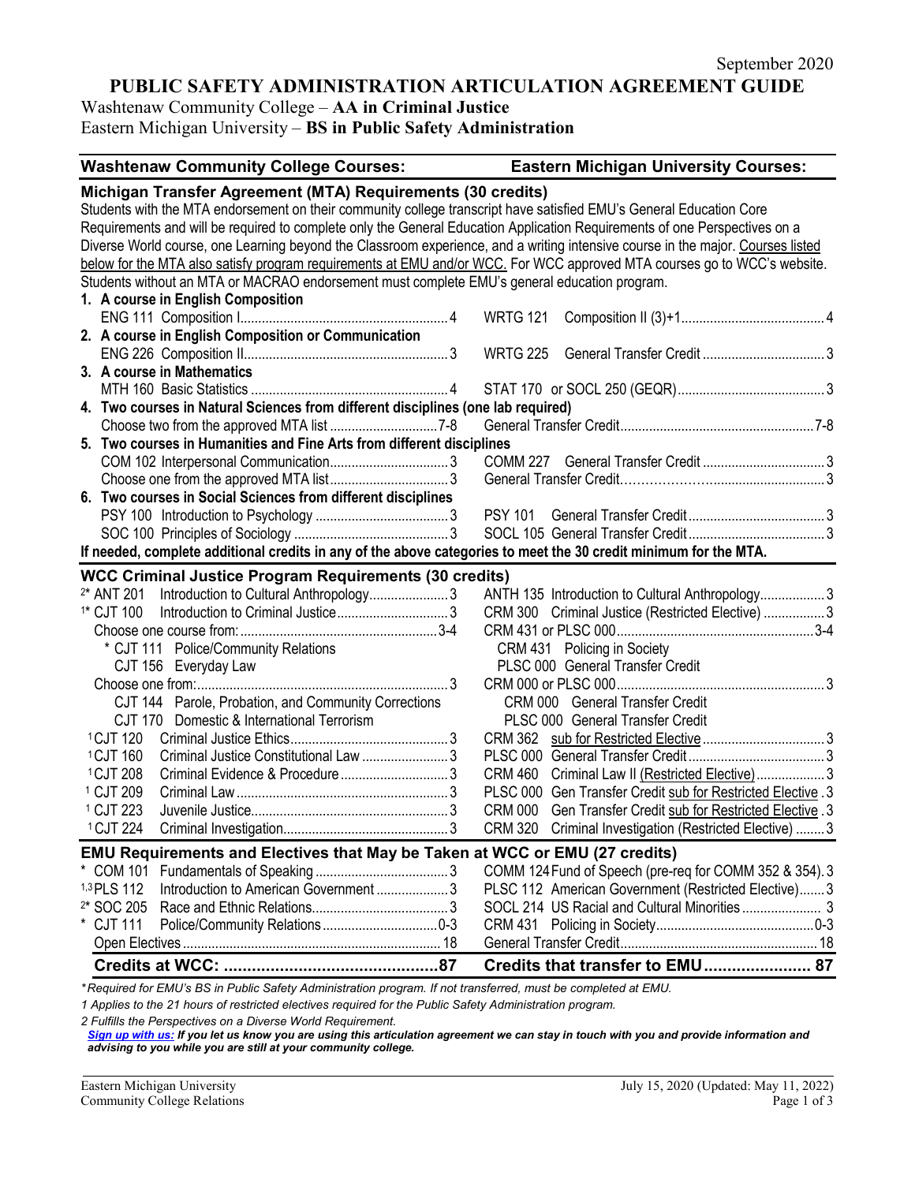September 2020

# PUBLIC SAFETY ADMINISTRATION ARTICULATION AGREEMENT GUIDE

Washtenaw Community College – **AA in Criminal Justice**
Eastern Michigan University – **BS in Public Safety Administration**

| Washtenaw Community College Courses: | Eastern Michigan University Courses: |
|---|---|
| **Michigan Transfer Agreement (MTA) Requirements (30 credits)** | |
| Students with the MTA endorsement on their community college transcript have satisfied EMU's General Education Core Requirements and will be required to complete only the General Education Application Requirements of one Perspectives on a Diverse World course, one Learning beyond the Classroom experience, and a writing intensive course in the major. Courses listed below for the MTA also satisfy program requirements at EMU and/or WCC. For WCC approved MTA courses go to WCC's website. Students without an MTA or MACRAO endorsement must complete EMU's general education program. | |
| **1. A course in English Composition** | |
| ENG 111 Composition I ... 4 | WRTG 121 Composition II (3)+1 ... 4 |
| **2. A course in English Composition or Communication** | |
| ENG 226 Composition II ... 3 | WRTG 225 General Transfer Credit ... 3 |
| **3. A course in Mathematics** | |
| MTH 160 Basic Statistics ... 4 | STAT 170 or SOCL 250 (GEQR) ... 3 |
| **4. Two courses in Natural Sciences from different disciplines (one lab required)** | |
| Choose two from the approved MTA list ... 7-8 | General Transfer Credit ... 7-8 |
| **5. Two courses in Humanities and Fine Arts from different disciplines** | |
| COM 102 Interpersonal Communication ... 3 | COMM 227 General Transfer Credit ... 3 |
| Choose one from the approved MTA list ... 3 | General Transfer Credit ... 3 |
| **6. Two courses in Social Sciences from different disciplines** | |
| PSY 100 Introduction to Psychology ... 3 | PSY 101 General Transfer Credit ... 3 |
| SOC 100 Principles of Sociology ... 3 | SOCL 105 General Transfer Credit ... 3 |
| **If needed, complete additional credits in any of the above categories to meet the 30 credit minimum for the MTA.** | |
| **WCC Criminal Justice Program Requirements (30 credits)** | |
| [2]* ANT 201 Introduction to Cultural Anthropology ... 3 | ANTH 135 Introduction to Cultural Anthropology ... 3 |
| [1]* CJT 100 Introduction to Criminal Justice ... 3 | CRM 300 Criminal Justice (Restricted Elective) ... 3 |
| Choose one course from: ... 3-4 | CRM 431 or PLSC 000 ... 3-4 |
| * CJT 111 Police/Community Relations | CRM 431 Policing in Society |
| CJT 156 Everyday Law | PLSC 000 General Transfer Credit |
| Choose one from: ... 3 | CRM 000 or PLSC 000 ... 3 |
| CJT 144 Parole, Probation, and Community Corrections | CRM 000 General Transfer Credit |
| CJT 170 Domestic & International Terrorism | PLSC 000 General Transfer Credit |
| [1]CJT 120 Criminal Justice Ethics ... 3 | CRM 362 sub for Restricted Elective ... 3 |
| [1]CJT 160 Criminal Justice Constitutional Law ... 3 | PLSC 000 General Transfer Credit ... 3 |
| [1]CJT 208 Criminal Evidence & Procedure ... 3 | CRM 460 Criminal Law II (Restricted Elective) ... 3 |
| [1] CJT 209 Criminal Law ... 3 | PLSC 000 Gen Transfer Credit sub for Restricted Elective . 3 |
| [1] CJT 223 Juvenile Justice ... 3 | CRM 000 Gen Transfer Credit sub for Restricted Elective . 3 |
| [1]CJT 224 Criminal Investigation ... 3 | CRM 320 Criminal Investigation (Restricted Elective) ... 3 |
| **EMU Requirements and Electives that May be Taken at WCC or EMU (27 credits)** | |
| * COM 101 Fundamentals of Speaking ... 3 | COMM 124 Fund of Speech (pre-req for COMM 352 & 354). 3 |
| [1,3]PLS 112 Introduction to American Government ... 3 | PLSC 112 American Government (Restricted Elective) ... 3 |
| [2]* SOC 205 Race and Ethnic Relations ... 3 | SOCL 214 US Racial and Cultural Minorities ... 3 |
| * CJT 111 Police/Community Relations ... 0-3 | CRM 431 Policing in Society ... 0-3 |
| Open Electives ... 18 | General Transfer Credit ... 18 |
| **Credits at WCC: ... 87** | **Credits that transfer to EMU ... 87** |

*\*Required for EMU's BS in Public Safety Administration program. If not transferred, must be completed at EMU.*

*1 Applies to the 21 hours of restricted electives required for the Public Safety Administration program.*

*2 Fulfills the Perspectives on a Diverse World Requirement.*

***Sign up with us:** **If you let us know you are using this articulation agreement we can stay in touch with you and provide information and advising to you while you are still at your community college.***

Eastern Michigan University
Community College Relations

July 15, 2020 (Updated: May 11, 2022)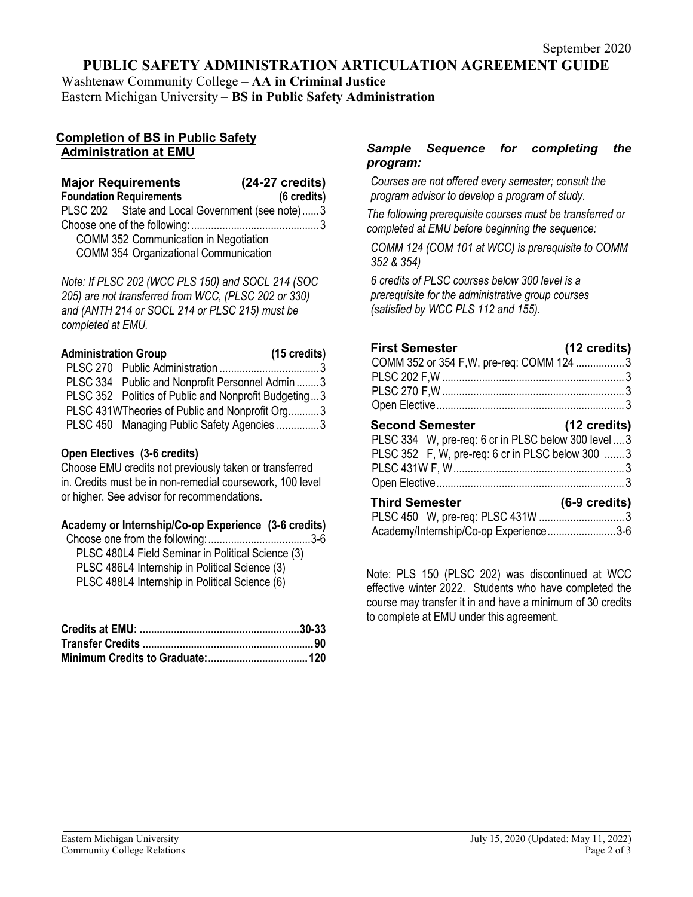September 2020

# PUBLIC SAFETY ADMINISTRATION ARTICULATION AGREEMENT GUIDE

Washtenaw Community College – **AA in Criminal Justice**
Eastern Michigan University – **BS in Public Safety Administration**

## Completion of BS in Public Safety Administration at EMU

**Major Requirements (24-27 credits)**

**Foundation Requirements (6 credits)**

PLSC 202 State and Local Government (see note) ...... 3
Choose one of the following: ...... 3
- COMM 352 Communication in Negotiation
- COMM 354 Organizational Communication

*Note: If PLSC 202 (WCC PLS 150) and SOCL 214 (SOC 205) are not transferred from WCC, (PLSC 202 or 330) and (ANTH 214 or SOCL 214 or PLSC 215) must be completed at EMU.*

**Administration Group (15 credits)**

PLSC 270 Public Administration ...... 3
PLSC 334 Public and Nonprofit Personnel Admin ...... 3
PLSC 352 Politics of Public and Nonprofit Budgeting ... 3
PLSC 431W Theories of Public and Nonprofit Org. ...... 3
PLSC 450 Managing Public Safety Agencies ...... 3

**Open Electives (3-6 credits)**

Choose EMU credits not previously taken or transferred in. Credits must be in non-remedial coursework, 100 level or higher. See advisor for recommendations.

**Academy or Internship/Co-op Experience (3-6 credits)**

Choose one from the following: ...... 3-6
- PLSC 480L4 Field Seminar in Political Science (3)
- PLSC 486L4 Internship in Political Science (3)
- PLSC 488L4 Internship in Political Science (6)

**Credits at EMU: ...... 30-33**
**Transfer Credits ...... 90**
**Minimum Credits to Graduate: ...... 120**

## *Sample Sequence for completing the program:*

*Courses are not offered every semester; consult the program advisor to develop a program of study.*

*The following prerequisite courses must be transferred or completed at EMU before beginning the sequence:*

*COMM 124 (COM 101 at WCC) is prerequisite to COMM 352 & 354)*

*6 credits of PLSC courses below 300 level is a prerequisite for the administrative group courses (satisfied by WCC PLS 112 and 155).*

**First Semester (12 credits)**

COMM 352 or 354 F,W, pre-req: COMM 124 ...... 3
PLSC 202 F,W ...... 3
PLSC 270 F,W ...... 3
Open Elective ...... 3

**Second Semester (12 credits)**

PLSC 334 W, pre-req: 6 cr in PLSC below 300 level .... 3
PLSC 352 F, W, pre-req: 6 cr in PLSC below 300 ...... 3
PLSC 431W F, W ...... 3
Open Elective ...... 3

**Third Semester (6-9 credits)**

PLSC 450 W, pre-req: PLSC 431W ...... 3
Academy/Internship/Co-op Experience ...... 3-6

Note: PLS 150 (PLSC 202) was discontinued at WCC effective winter 2022. Students who have completed the course may transfer it in and have a minimum of 30 credits to complete at EMU under this agreement.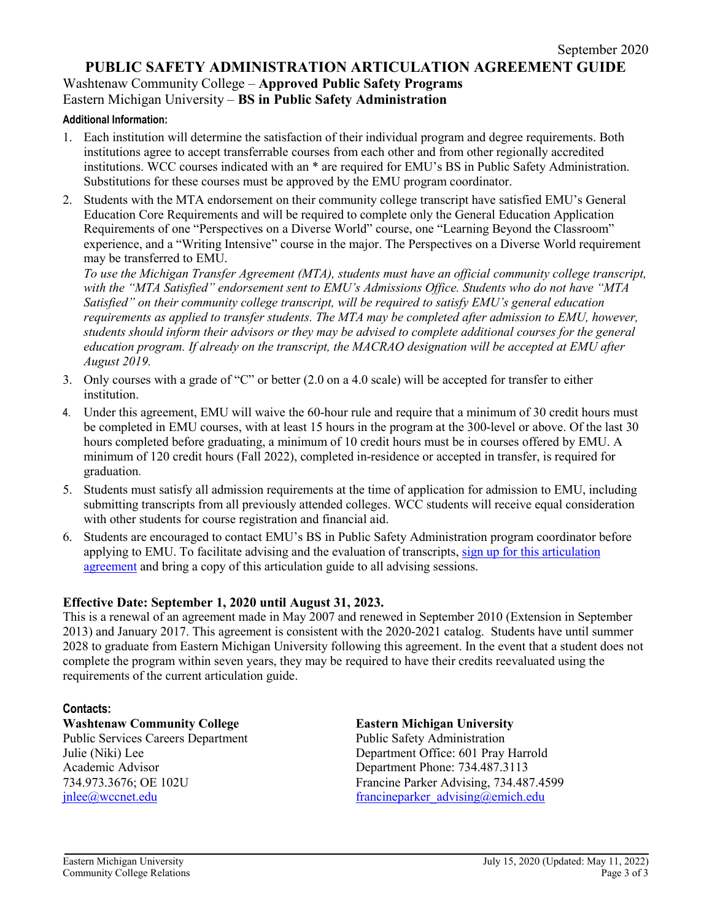September 2020

# PUBLIC SAFETY ADMINISTRATION ARTICULATION AGREEMENT GUIDE

Washtenaw Community College – **Approved Public Safety Programs**
Eastern Michigan University – **BS in Public Safety Administration**

**Additional Information:**

1. Each institution will determine the satisfaction of their individual program and degree requirements. Both institutions agree to accept transferrable courses from each other and from other regionally accredited institutions. WCC courses indicated with an * are required for EMU's BS in Public Safety Administration. Substitutions for these courses must be approved by the EMU program coordinator.
2. Students with the MTA endorsement on their community college transcript have satisfied EMU's General Education Core Requirements and will be required to complete only the General Education Application Requirements of one "Perspectives on a Diverse World" course, one "Learning Beyond the Classroom" experience, and a "Writing Intensive" course in the major. The Perspectives on a Diverse World requirement may be transferred to EMU.
   *To use the Michigan Transfer Agreement (MTA), students must have an official community college transcript, with the "MTA Satisfied" endorsement sent to EMU's Admissions Office. Students who do not have "MTA Satisfied" on their community college transcript, will be required to satisfy EMU's general education requirements as applied to transfer students. The MTA may be completed after admission to EMU, however, students should inform their advisors or they may be advised to complete additional courses for the general education program. If already on the transcript, the MACRAO designation will be accepted at EMU after August 2019.*
3. Only courses with a grade of "C" or better (2.0 on a 4.0 scale) will be accepted for transfer to either institution.
4. Under this agreement, EMU will waive the 60-hour rule and require that a minimum of 30 credit hours must be completed in EMU courses, with at least 15 hours in the program at the 300-level or above. Of the last 30 hours completed before graduating, a minimum of 10 credit hours must be in courses offered by EMU. A minimum of 120 credit hours (Fall 2022), completed in-residence or accepted in transfer, is required for graduation.
5. Students must satisfy all admission requirements at the time of application for admission to EMU, including submitting transcripts from all previously attended colleges. WCC students will receive equal consideration with other students for course registration and financial aid.
6. Students are encouraged to contact EMU's BS in Public Safety Administration program coordinator before applying to EMU. To facilitate advising and the evaluation of transcripts, sign up for this articulation agreement and bring a copy of this articulation guide to all advising sessions.

**Effective Date: September 1, 2020 until August 31, 2023.**

This is a renewal of an agreement made in May 2007 and renewed in September 2010 (Extension in September 2013) and January 2017. This agreement is consistent with the 2020-2021 catalog. Students have until summer 2028 to graduate from Eastern Michigan University following this agreement. In the event that a student does not complete the program within seven years, they may be required to have their credits reevaluated using the requirements of the current articulation guide.

**Contacts:**

**Washtenaw Community College**
Public Services Careers Department
Julie (Niki) Lee
Academic Advisor
734.973.3676; OE 102U
jnlee@wccnet.edu

**Eastern Michigan University**
Public Safety Administration
Department Office: 601 Pray Harrold
Department Phone: 734.487.3113
Francine Parker Advising, 734.487.4599
francineparker_advising@emich.edu